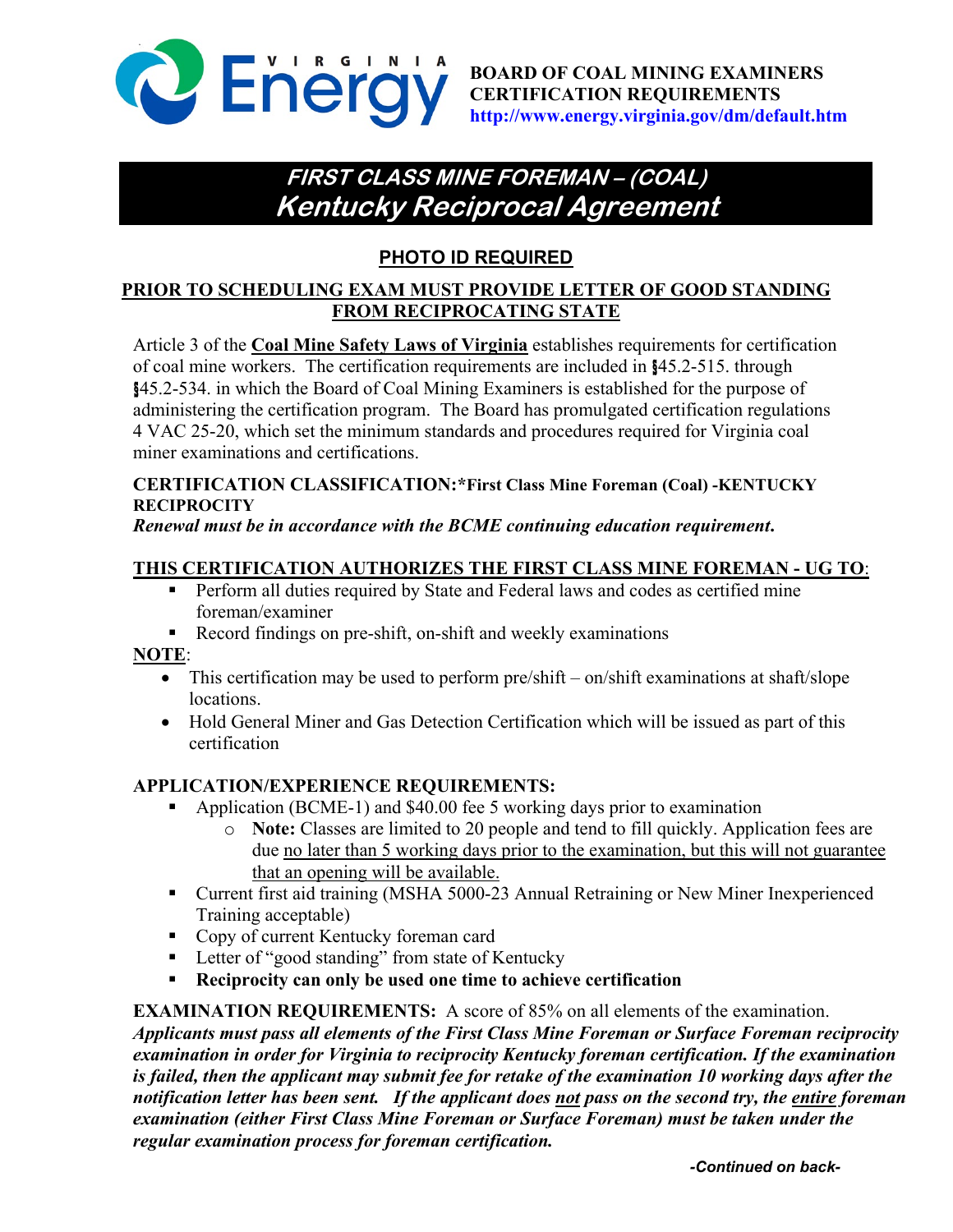**BOARD OF COAL MINING EXAMINERS**
**CERTIFICATION REQUIREMENTS**
**http://www.energy.virginia.gov/dm/default.htm**

# *FIRST CLASS MINE FOREMAN – (COAL)*
# *Kentucky Reciprocal Agreement*

## PHOTO ID REQUIRED

### PRIOR TO SCHEDULING EXAM MUST PROVIDE LETTER OF GOOD STANDING FROM RECIPROCATING STATE

Article 3 of the **Coal Mine Safety Laws of Virginia** establishes requirements for certification of coal mine workers. The certification requirements are included in §45.2-515. through §45.2-534. in which the Board of Coal Mining Examiners is established for the purpose of administering the certification program. The Board has promulgated certification regulations 4 VAC 25-20, which set the minimum standards and procedures required for Virginia coal miner examinations and certifications.

**CERTIFICATION CLASSIFICATION:*First Class Mine Foreman (Coal) -KENTUCKY RECIPROCITY**
***Renewal must be in accordance with the BCME continuing education requirement.***

**THIS CERTIFICATION AUTHORIZES THE FIRST CLASS MINE FOREMAN - UG TO**:

- Perform all duties required by State and Federal laws and codes as certified mine foreman/examiner
- Record findings on pre-shift, on-shift and weekly examinations

**NOTE**:

- This certification may be used to perform pre/shift – on/shift examinations at shaft/slope locations.
- Hold General Miner and Gas Detection Certification which will be issued as part of this certification

**APPLICATION/EXPERIENCE REQUIREMENTS:**

- Application (BCME-1) and $40.00 fee 5 working days prior to examination
  - **Note:** Classes are limited to 20 people and tend to fill quickly. Application fees are due no later than 5 working days prior to the examination, but this will not guarantee that an opening will be available.
- Current first aid training (MSHA 5000-23 Annual Retraining or New Miner Inexperienced Training acceptable)
- Copy of current Kentucky foreman card
- Letter of "good standing" from state of Kentucky
- **Reciprocity can only be used one time to achieve certification**

**EXAMINATION REQUIREMENTS:** A score of 85% on all elements of the examination. ***Applicants must pass all elements of the First Class Mine Foreman or Surface Foreman reciprocity examination in order for Virginia to reciprocity Kentucky foreman certification. If the examination is failed, then the applicant may submit fee for retake of the examination 10 working days after the notification letter has been sent. If the applicant does not pass on the second try, the entire foreman examination (either First Class Mine Foreman or Surface Foreman) must be taken under the regular examination process for foreman certification.***

*-Continued on back-*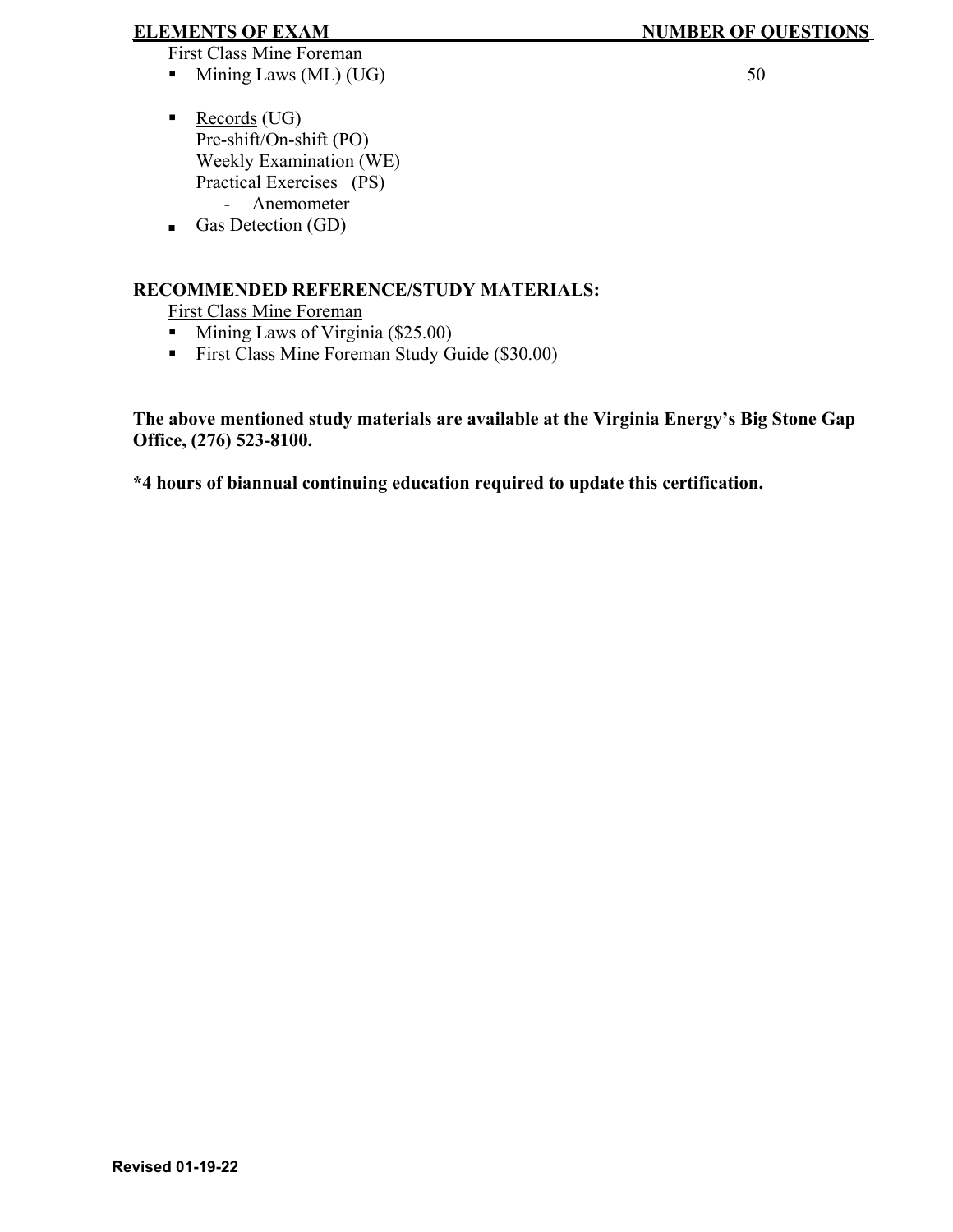| **ELEMENTS OF EXAM** | **NUMBER OF QUESTIONS** |
|---|---|
| First Class Mine Foreman | |
| ▪ Mining Laws (ML) (UG) | 50 |
| ▪ Records (UG)<br>Pre-shift/On-shift (PO)<br>Weekly Examination (WE)<br>Practical Exercises (PS)<br>- Anemometer | |
| ▪ Gas Detection (GD) | |

**RECOMMENDED REFERENCE/STUDY MATERIALS:**

First Class Mine Foreman

- Mining Laws of Virginia ($25.00)
- First Class Mine Foreman Study Guide ($30.00)

**The above mentioned study materials are available at the Virginia Energy's Big Stone Gap Office, (276) 523-8100.**

**\*4 hours of biannual continuing education required to update this certification.**

**Revised 01-19-22**